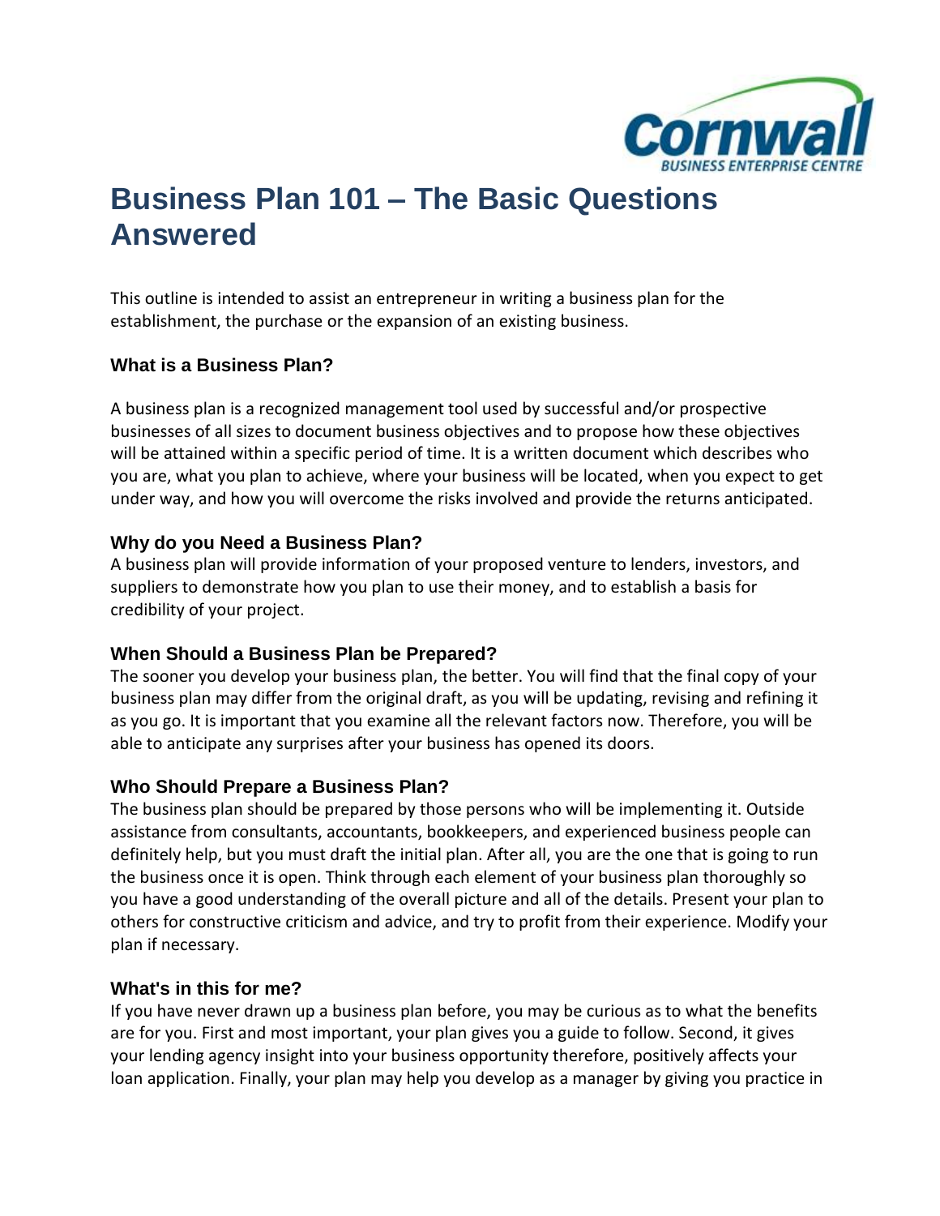# Business Plan 101 – The Basic Questions Answered

This outline is intended to assist an entrepreneur in writing a business plan for the establishment, the purchase or the expansion of an existing business.

### What is a Business Plan?

A business plan is a recognized management tool used by successful and/or prospective businesses of all sizes to document business objectives and to propose how these objectives will be attained within a specific period of time. It is a written document which describes who you are, what you plan to achieve, where your business will be located, when you expect to get under way, and how you will overcome the risks involved and provide the returns anticipated.

### Why do you Need a Business Plan?

A business plan will provide information of your proposed venture to lenders, investors, and suppliers to demonstrate how you plan to use their money, and to establish a basis for credibility of your project.

### When Should a Business Plan be Prepared?

The sooner you develop your business plan, the better. You will find that the final copy of your business plan may differ from the original draft, as you will be updating, revising and refining it as you go. It is important that you examine all the relevant factors now. Therefore, you will be able to anticipate any surprises after your business has opened its doors.

### Who Should Prepare a Business Plan?

The business plan should be prepared by those persons who will be implementing it. Outside assistance from consultants, accountants, bookkeepers, and experienced business people can definitely help, but you must draft the initial plan. After all, you are the one that is going to run the business once it is open. Think through each element of your business plan thoroughly so you have a good understanding of the overall picture and all of the details. Present your plan to others for constructive criticism and advice, and try to profit from their experience. Modify your plan if necessary.

### What's in this for me?

If you have never drawn up a business plan before, you may be curious as to what the benefits are for you. First and most important, your plan gives you a guide to follow. Second, it gives your lending agency insight into your business opportunity therefore, positively affects your loan application. Finally, your plan may help you develop as a manager by giving you practice in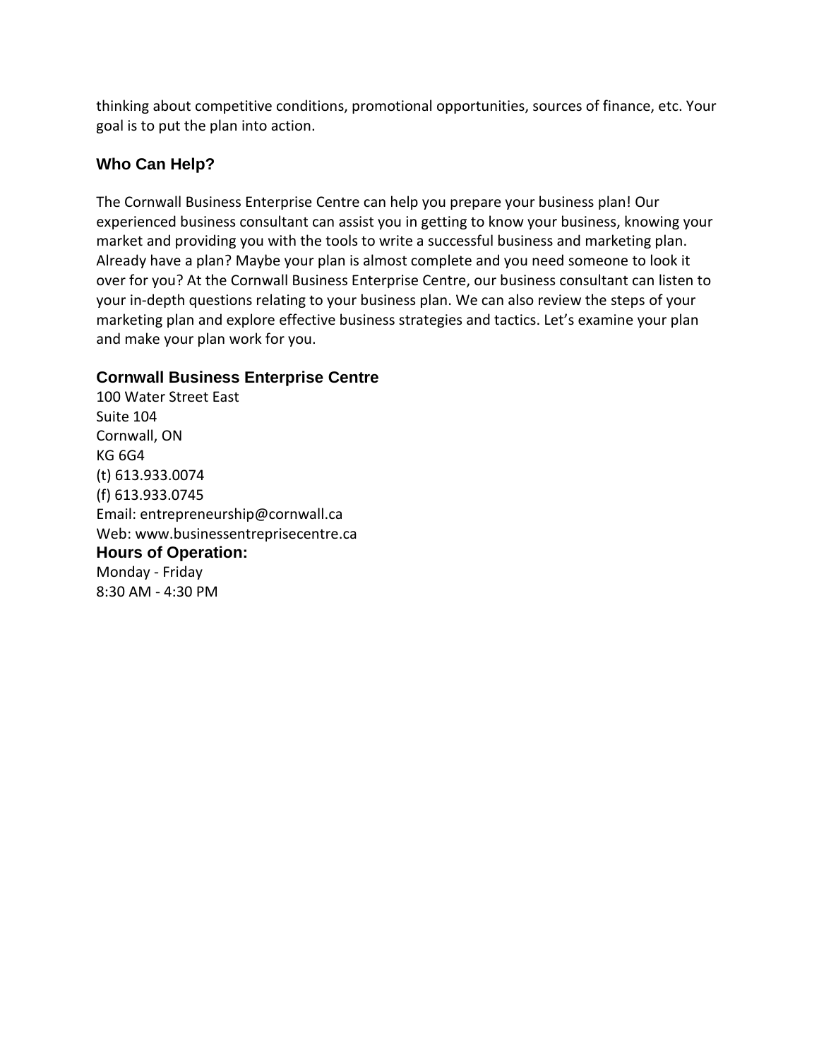thinking about competitive conditions, promotional opportunities, sources of finance, etc. Your goal is to put the plan into action.

## Who Can Help?

The Cornwall Business Enterprise Centre can help you prepare your business plan! Our experienced business consultant can assist you in getting to know your business, knowing your market and providing you with the tools to write a successful business and marketing plan. Already have a plan? Maybe your plan is almost complete and you need someone to look it over for you? At the Cornwall Business Enterprise Centre, our business consultant can listen to your in-depth questions relating to your business plan. We can also review the steps of your marketing plan and explore effective business strategies and tactics. Let's examine your plan and make your plan work for you.

## Cornwall Business Enterprise Centre

100 Water Street East
Suite 104
Cornwall, ON
KG 6G4
(t) 613.933.0074
(f) 613.933.0745
Email: entrepreneurship@cornwall.ca
Web: www.businessentreprisecentre.ca

### Hours of Operation:

Monday - Friday
8:30 AM - 4:30 PM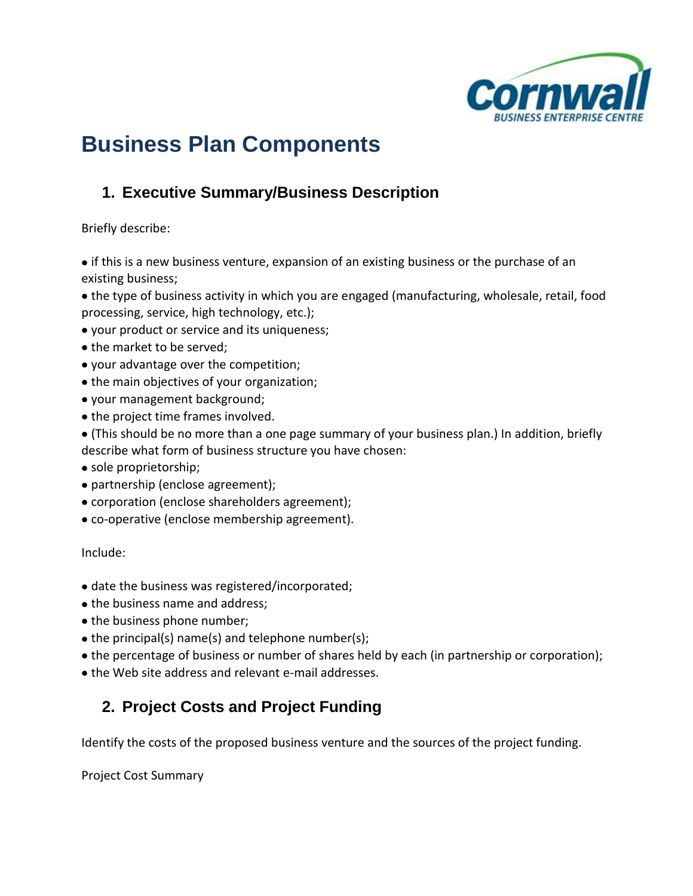# Business Plan Components

## 1. Executive Summary/Business Description

Briefly describe:

- if this is a new business venture, expansion of an existing business or the purchase of an existing business;
- the type of business activity in which you are engaged (manufacturing, wholesale, retail, food processing, service, high technology, etc.);
- your product or service and its uniqueness;
- the market to be served;
- your advantage over the competition;
- the main objectives of your organization;
- your management background;
- the project time frames involved.
- (This should be no more than a one page summary of your business plan.) In addition, briefly describe what form of business structure you have chosen:
- sole proprietorship;
- partnership (enclose agreement);
- corporation (enclose shareholders agreement);
- co-operative (enclose membership agreement).

Include:

- date the business was registered/incorporated;
- the business name and address;
- the business phone number;
- the principal(s) name(s) and telephone number(s);
- the percentage of business or number of shares held by each (in partnership or corporation);
- the Web site address and relevant e-mail addresses.

## 2. Project Costs and Project Funding

Identify the costs of the proposed business venture and the sources of the project funding.

Project Cost Summary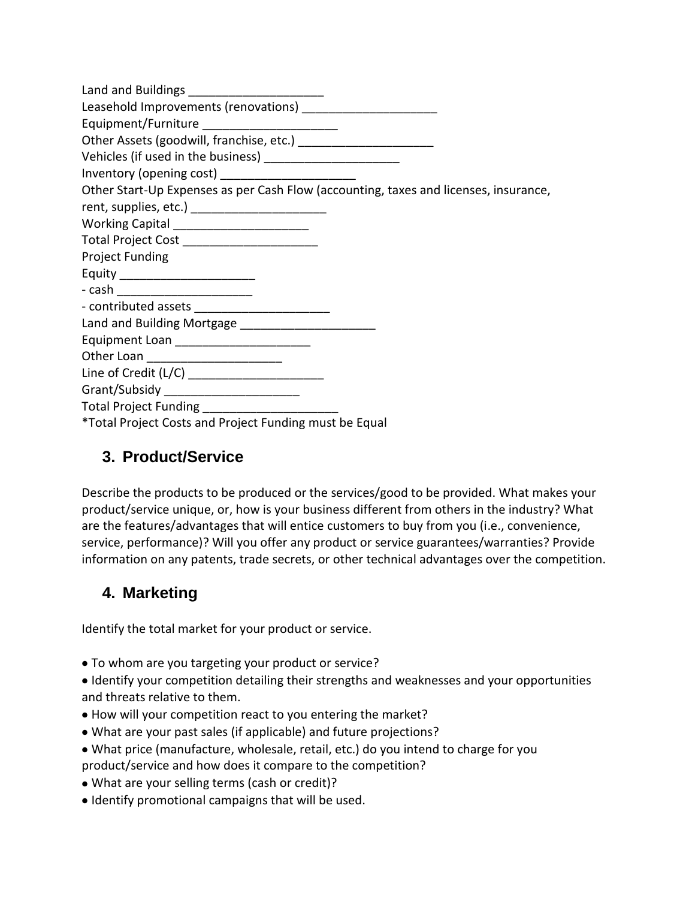Land and Buildings ____________________
Leasehold Improvements (renovations) ____________________
Equipment/Furniture ____________________
Other Assets (goodwill, franchise, etc.) ____________________
Vehicles (if used in the business) ____________________
Inventory (opening cost) ____________________
Other Start-Up Expenses as per Cash Flow (accounting, taxes and licenses, insurance, rent, supplies, etc.) ____________________
Working Capital ____________________
Total Project Cost ____________________
Project Funding
Equity ____________________
- cash ____________________
- contributed assets ____________________

Land and Building Mortgage ____________________
Equipment Loan ____________________
Other Loan ____________________
Line of Credit (L/C) ____________________
Grant/Subsidy ____________________
Total Project Funding ____________________
*Total Project Costs and Project Funding must be Equal

## 3. Product/Service

Describe the products to be produced or the services/good to be provided. What makes your product/service unique, or, how is your business different from others in the industry? What are the features/advantages that will entice customers to buy from you (i.e., convenience, service, performance)? Will you offer any product or service guarantees/warranties? Provide information on any patents, trade secrets, or other technical advantages over the competition.

## 4. Marketing

Identify the total market for your product or service.

- To whom are you targeting your product or service?
- Identify your competition detailing their strengths and weaknesses and your opportunities and threats relative to them.
- How will your competition react to you entering the market?
- What are your past sales (if applicable) and future projections?
- What price (manufacture, wholesale, retail, etc.) do you intend to charge for you product/service and how does it compare to the competition?
- What are your selling terms (cash or credit)?
- Identify promotional campaigns that will be used.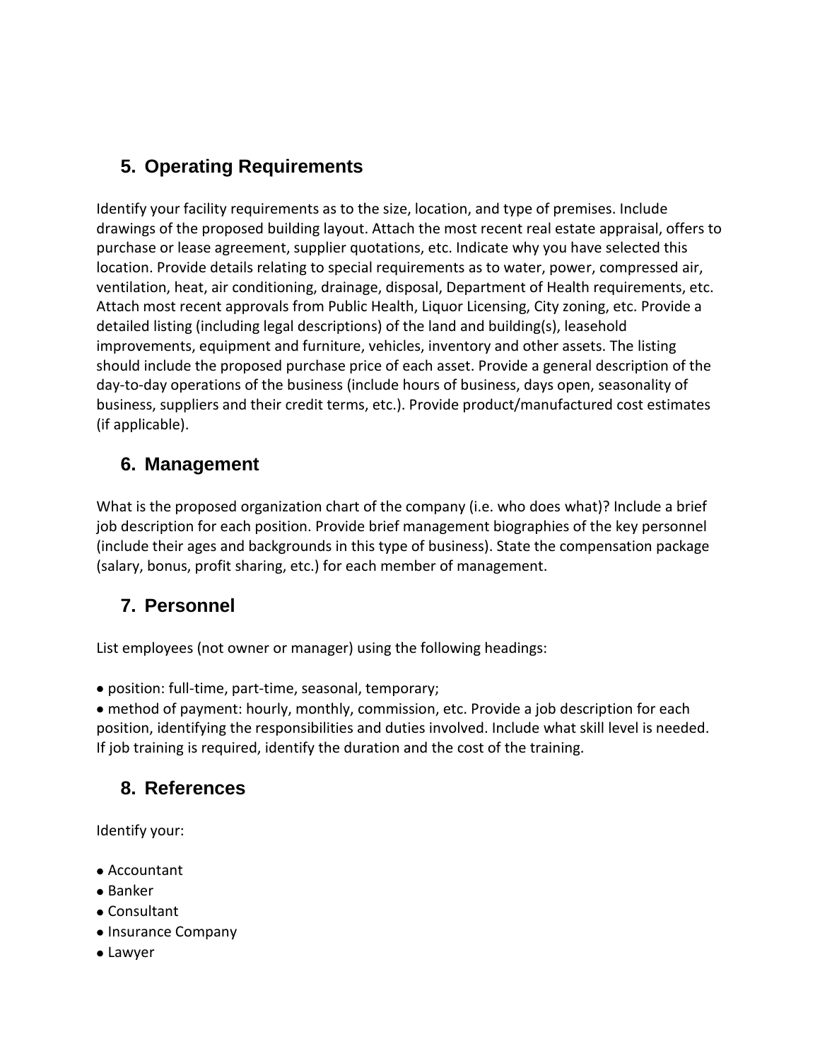## 5. Operating Requirements

Identify your facility requirements as to the size, location, and type of premises. Include drawings of the proposed building layout. Attach the most recent real estate appraisal, offers to purchase or lease agreement, supplier quotations, etc. Indicate why you have selected this location. Provide details relating to special requirements as to water, power, compressed air, ventilation, heat, air conditioning, drainage, disposal, Department of Health requirements, etc. Attach most recent approvals from Public Health, Liquor Licensing, City zoning, etc. Provide a detailed listing (including legal descriptions) of the land and building(s), leasehold improvements, equipment and furniture, vehicles, inventory and other assets. The listing should include the proposed purchase price of each asset. Provide a general description of the day-to-day operations of the business (include hours of business, days open, seasonality of business, suppliers and their credit terms, etc.). Provide product/manufactured cost estimates (if applicable).

## 6. Management

What is the proposed organization chart of the company (i.e. who does what)? Include a brief job description for each position. Provide brief management biographies of the key personnel (include their ages and backgrounds in this type of business). State the compensation package (salary, bonus, profit sharing, etc.) for each member of management.

## 7. Personnel

List employees (not owner or manager) using the following headings:

- position: full-time, part-time, seasonal, temporary;
- method of payment: hourly, monthly, commission, etc. Provide a job description for each position, identifying the responsibilities and duties involved. Include what skill level is needed. If job training is required, identify the duration and the cost of the training.

## 8. References

Identify your:

- Accountant
- Banker
- Consultant
- Insurance Company
- Lawyer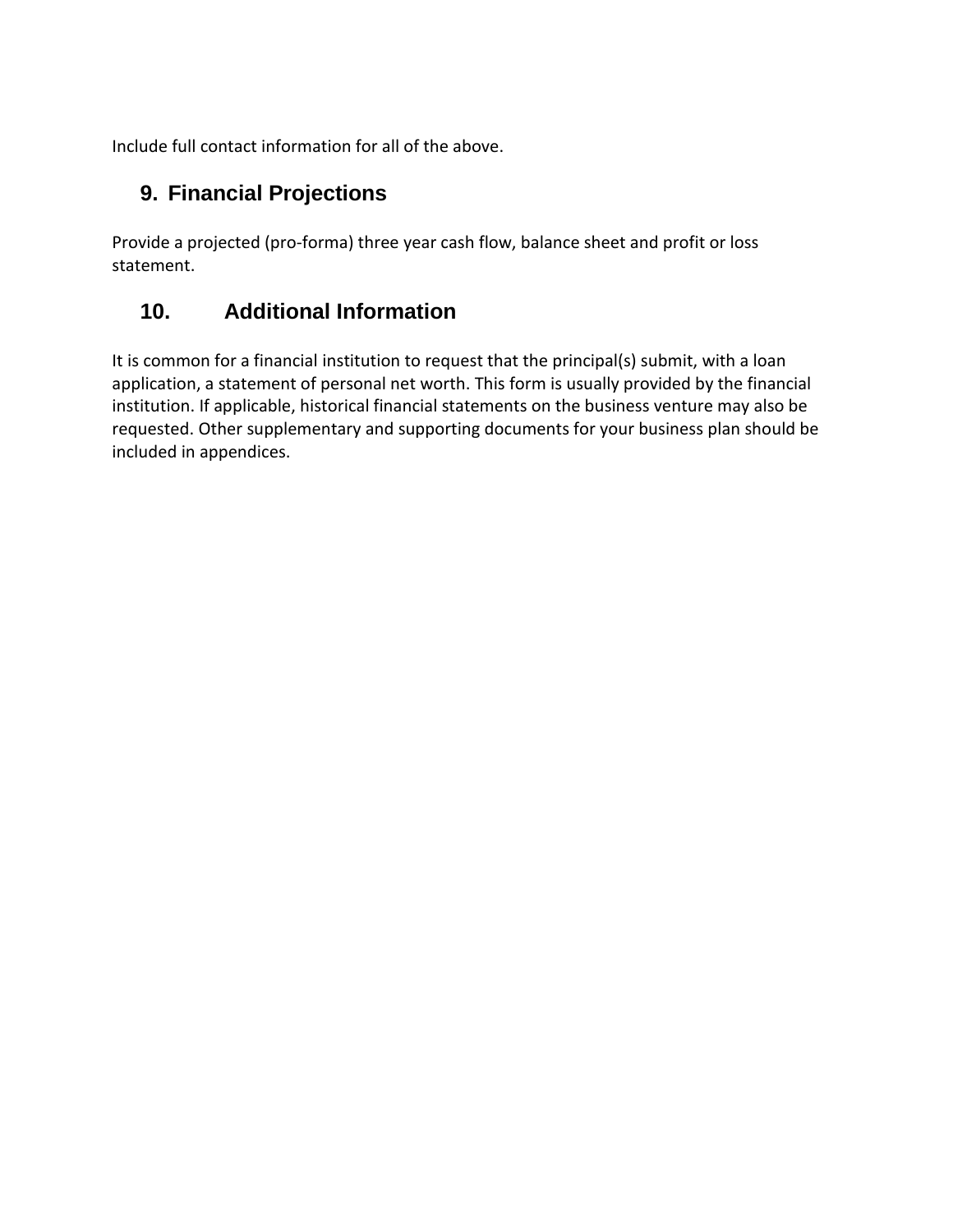Include full contact information for all of the above.

## 9. Financial Projections

Provide a projected (pro-forma) three year cash flow, balance sheet and profit or loss statement.

## 10. Additional Information

It is common for a financial institution to request that the principal(s) submit, with a loan application, a statement of personal net worth. This form is usually provided by the financial institution. If applicable, historical financial statements on the business venture may also be requested. Other supplementary and supporting documents for your business plan should be included in appendices.